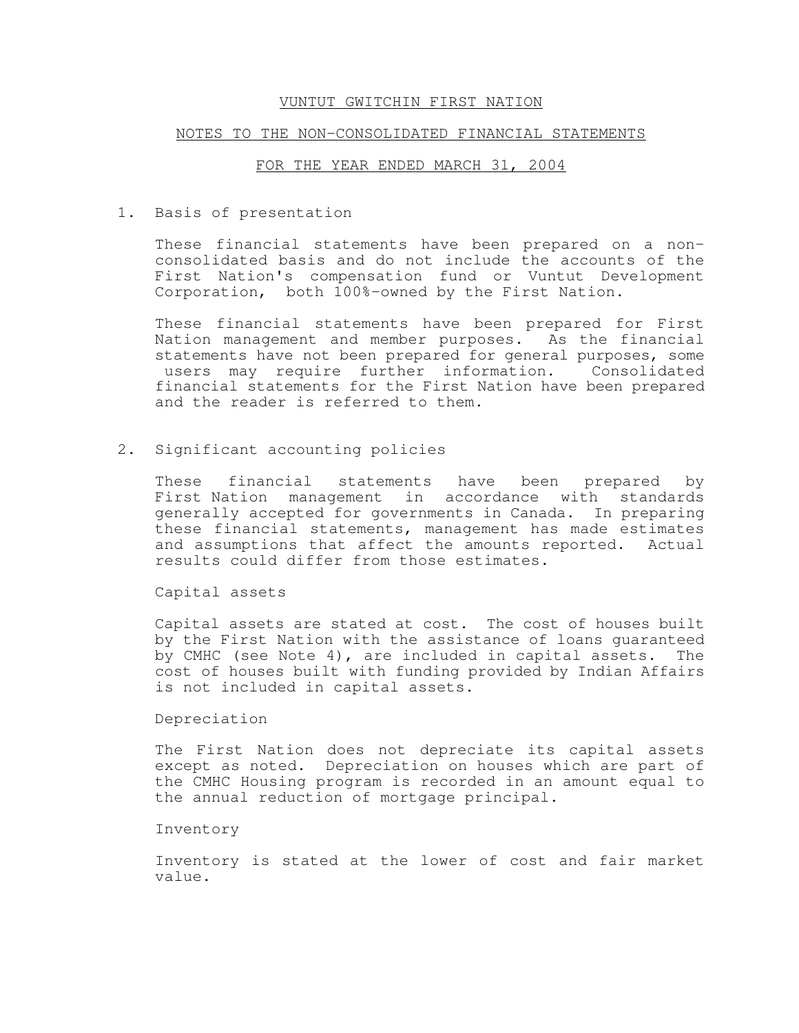# VUNTUT GWITCHIN FIRST NATION

## NOTES TO THE NON-CONSOLIDATED FINANCIAL STATEMENTS

## FOR THE YEAR ENDED MARCH 31, 2004

1. Basis of presentation

   These financial statements have been prepared on a non-consolidated basis and do not include the accounts of the First Nation's compensation fund or Vuntut Development Corporation, both 100%-owned by the First Nation.

   These financial statements have been prepared for First Nation management and member purposes. As the financial statements have not been prepared for general purposes, some users may require further information. Consolidated financial statements for the First Nation have been prepared and the reader is referred to them.

2. Significant accounting policies

   These financial statements have been prepared by First Nation management in accordance with standards generally accepted for governments in Canada. In preparing these financial statements, management has made estimates and assumptions that affect the amounts reported. Actual results could differ from those estimates.

   Capital assets

   Capital assets are stated at cost. The cost of houses built by the First Nation with the assistance of loans guaranteed by CMHC (see Note 4), are included in capital assets. The cost of houses built with funding provided by Indian Affairs is not included in capital assets.

   Depreciation

   The First Nation does not depreciate its capital assets except as noted. Depreciation on houses which are part of the CMHC Housing program is recorded in an amount equal to the annual reduction of mortgage principal.

   Inventory

   Inventory is stated at the lower of cost and fair market value.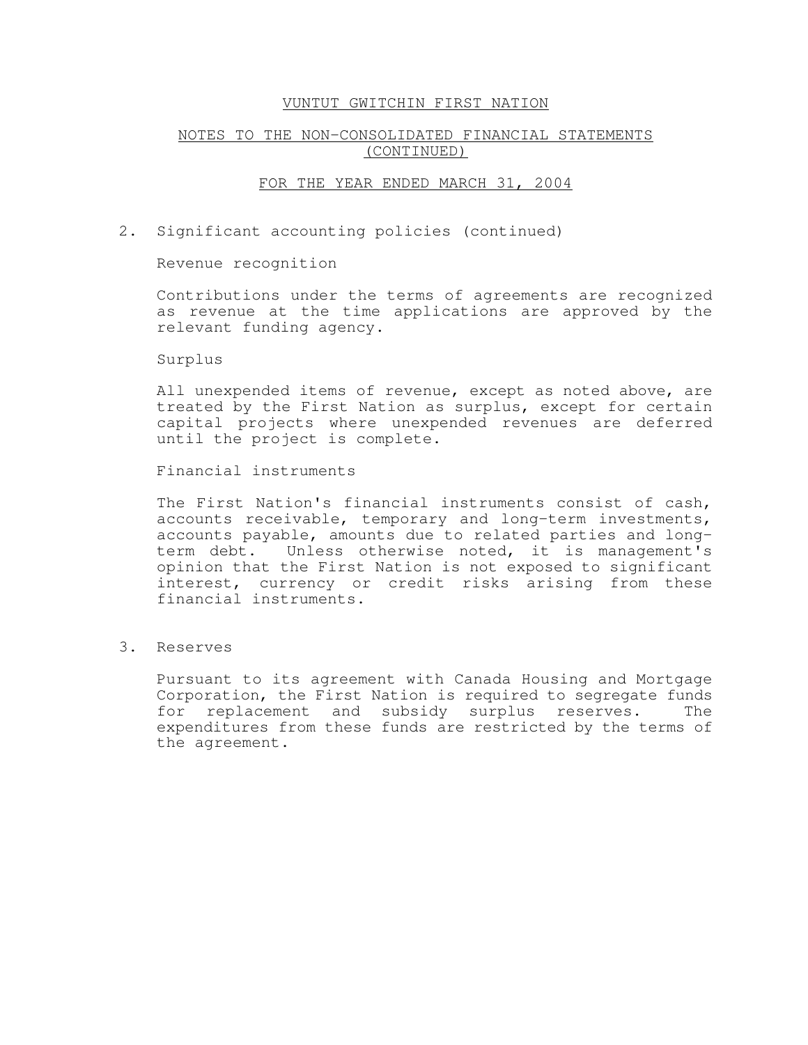# VUNTUT GWITCHIN FIRST NATION

## NOTES TO THE NON-CONSOLIDATED FINANCIAL STATEMENTS (CONTINUED)

## FOR THE YEAR ENDED MARCH 31, 2004

2. Significant accounting policies (continued)

   Revenue recognition

   Contributions under the terms of agreements are recognized as revenue at the time applications are approved by the relevant funding agency.

   Surplus

   All unexpended items of revenue, except as noted above, are treated by the First Nation as surplus, except for certain capital projects where unexpended revenues are deferred until the project is complete.

   Financial instruments

   The First Nation's financial instruments consist of cash, accounts receivable, temporary and long-term investments, accounts payable, amounts due to related parties and long-term debt. Unless otherwise noted, it is management's opinion that the First Nation is not exposed to significant interest, currency or credit risks arising from these financial instruments.

3. Reserves

   Pursuant to its agreement with Canada Housing and Mortgage Corporation, the First Nation is required to segregate funds for replacement and subsidy surplus reserves. The expenditures from these funds are restricted by the terms of the agreement.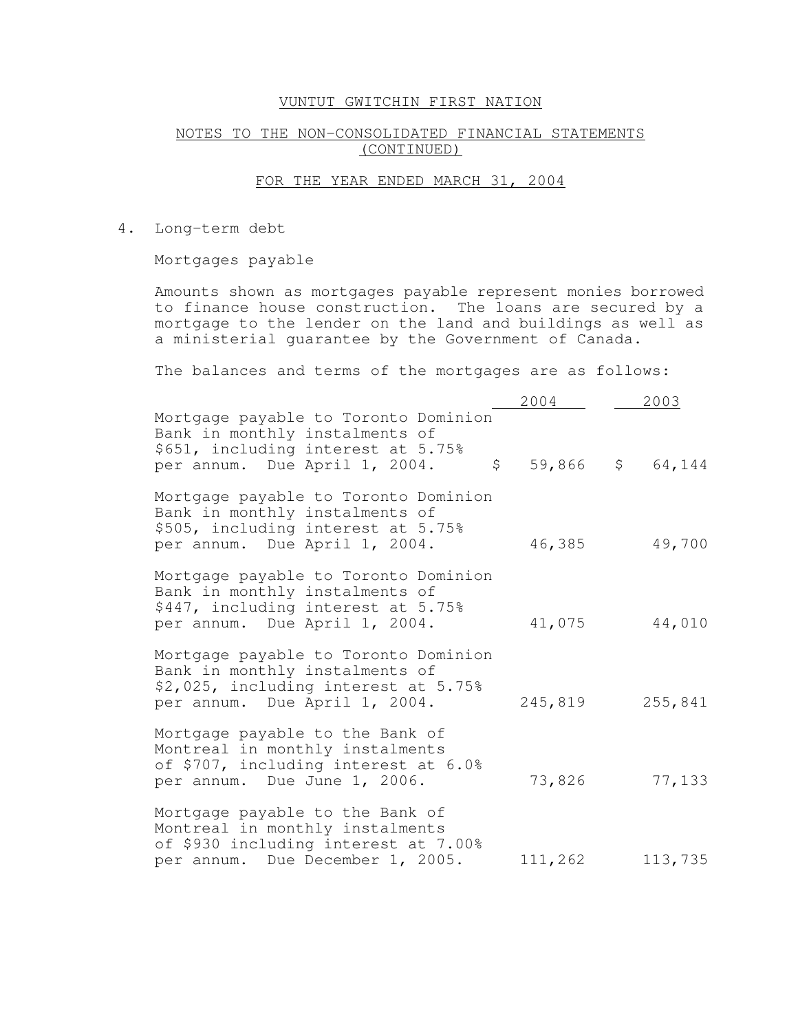VUNTUT GWITCHIN FIRST NATION

NOTES TO THE NON-CONSOLIDATED FINANCIAL STATEMENTS (CONTINUED)

FOR THE YEAR ENDED MARCH 31, 2004

4. Long-term debt

Mortgages payable

Amounts shown as mortgages payable represent monies borrowed to finance house construction. The loans are secured by a mortgage to the lender on the land and buildings as well as a ministerial guarantee by the Government of Canada.

The balances and terms of the mortgages are as follows:

| | 2004 | 2003 |
|---|---|---|
| Mortgage payable to Toronto Dominion Bank in monthly instalments of $651, including interest at 5.75% per annum. Due April 1, 2004. | $ 59,866 | $ 64,144 |
| Mortgage payable to Toronto Dominion Bank in monthly instalments of $505, including interest at 5.75% per annum. Due April 1, 2004. | 46,385 | 49,700 |
| Mortgage payable to Toronto Dominion Bank in monthly instalments of $447, including interest at 5.75% per annum. Due April 1, 2004. | 41,075 | 44,010 |
| Mortgage payable to Toronto Dominion Bank in monthly instalments of $2,025, including interest at 5.75% per annum. Due April 1, 2004. | 245,819 | 255,841 |
| Mortgage payable to the Bank of Montreal in monthly instalments of $707, including interest at 6.0% per annum. Due June 1, 2006. | 73,826 | 77,133 |
| Mortgage payable to the Bank of Montreal in monthly instalments of $930 including interest at 7.00% per annum. Due December 1, 2005. | 111,262 | 113,735 |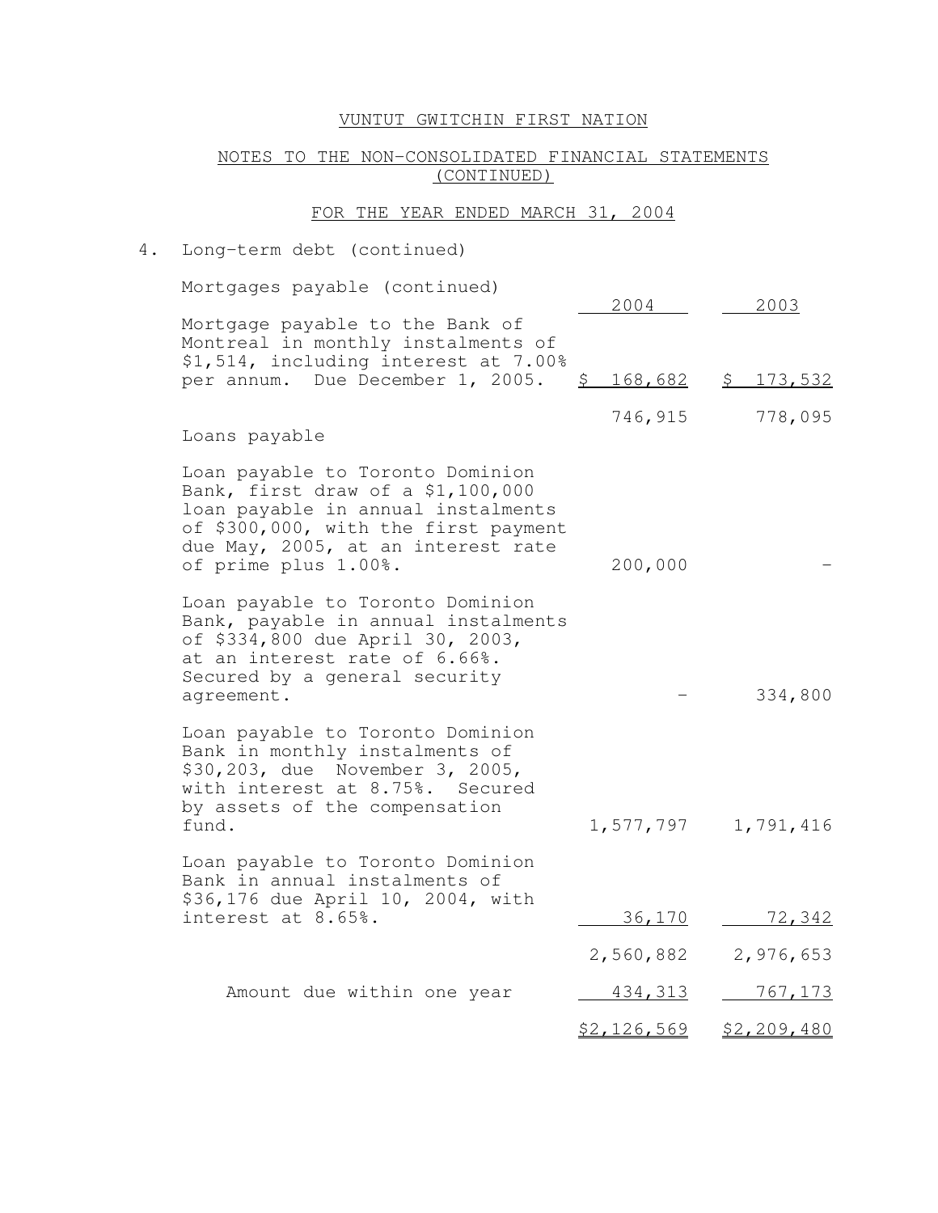VUNTUT GWITCHIN FIRST NATION

NOTES TO THE NON-CONSOLIDATED FINANCIAL STATEMENTS (CONTINUED)

FOR THE YEAR ENDED MARCH 31, 2004

4. Long-term debt (continued)

| | 2004 | 2003 |
|---|---|---|
| **Mortgages payable (continued)** | | |
| Mortgage payable to the Bank of Montreal in monthly instalments of $1,514, including interest at 7.00% per annum. Due December 1, 2005. | $ 168,682 | $ 173,532 |
| | 746,915 | 778,095 |
| **Loans payable** | | |
| Loan payable to Toronto Dominion Bank, first draw of a $1,100,000 loan payable in annual instalments of $300,000, with the first payment due May, 2005, at an interest rate of prime plus 1.00%. | 200,000 | - |
| Loan payable to Toronto Dominion Bank, payable in annual instalments of $334,800 due April 30, 2003, at an interest rate of 6.66%. Secured by a general security agreement. | - | 334,800 |
| Loan payable to Toronto Dominion Bank in monthly instalments of $30,203, due November 3, 2005, with interest at 8.75%. Secured by assets of the compensation fund. | 1,577,797 | 1,791,416 |
| Loan payable to Toronto Dominion Bank in annual instalments of $36,176 due April 10, 2004, with interest at 8.65%. | 36,170 | 72,342 |
| | 2,560,882 | 2,976,653 |
| Amount due within one year | 434,313 | 767,173 |
| | $2,126,569 | $2,209,480 |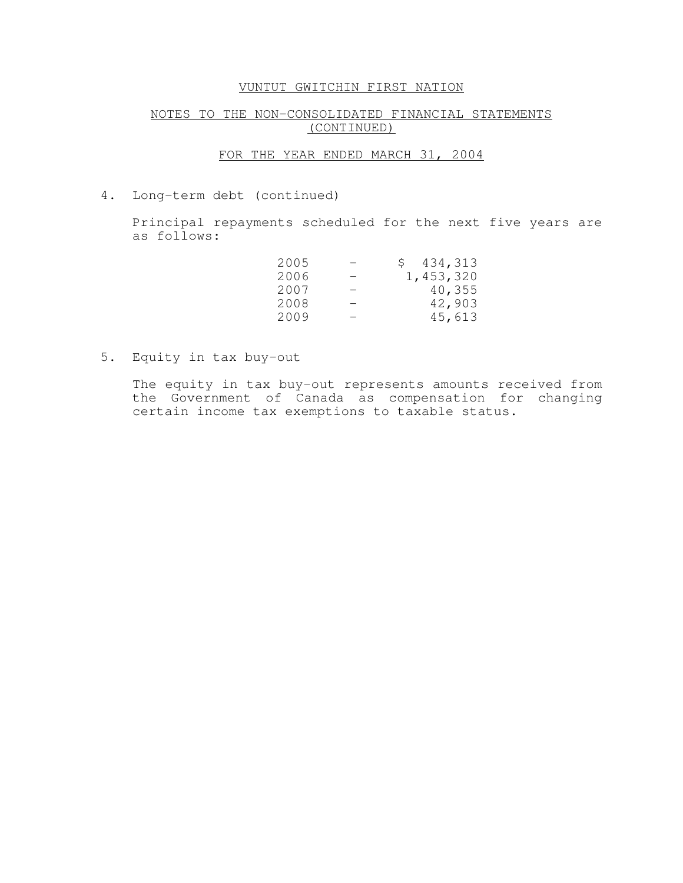VUNTUT GWITCHIN FIRST NATION

NOTES TO THE NON-CONSOLIDATED FINANCIAL STATEMENTS (CONTINUED)

FOR THE YEAR ENDED MARCH 31, 2004

4. Long-term debt (continued)

Principal repayments scheduled for the next five years are as follows:

| | | |
|---|---|---|
| 2005 | - | $ 434,313 |
| 2006 | - | 1,453,320 |
| 2007 | - | 40,355 |
| 2008 | - | 42,903 |
| 2009 | - | 45,613 |

5. Equity in tax buy-out

The equity in tax buy-out represents amounts received from the Government of Canada as compensation for changing certain income tax exemptions to taxable status.